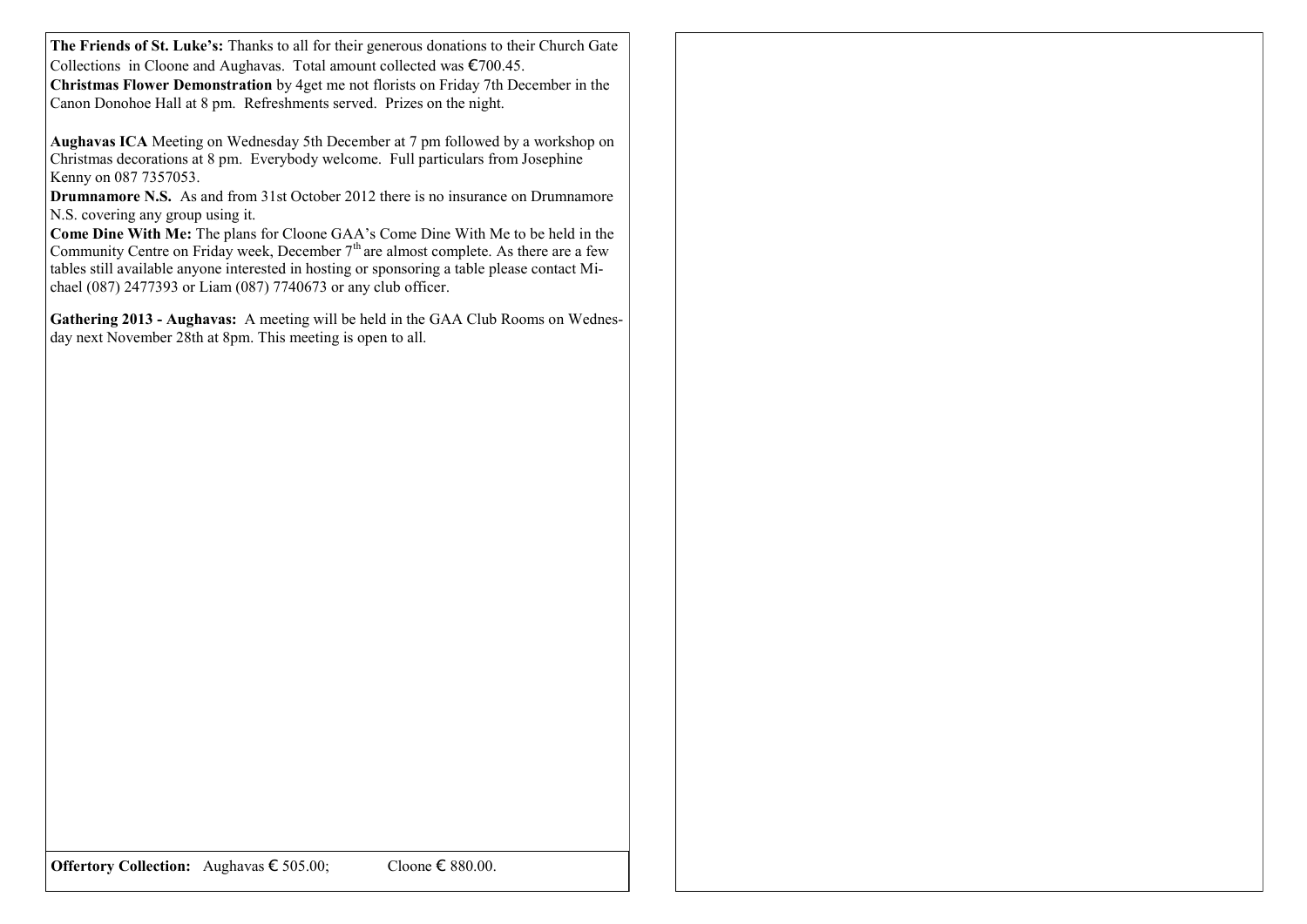**The Friends of St. Luke's:** Thanks to all for their generous donations to their Church Gate Collections in Cloone and Aughavas. Total amount collected was €700.45.

**Christmas Flower Demonstration** by 4get me not florists on Friday 7th December in the Canon Donohoe Hall at 8 pm. Refreshments served. Prizes on the night.

**Aughavas ICA** Meeting on Wednesday 5th December at 7 pm followed by a workshop on Christmas decorations at 8 pm. Everybody welcome. Full particulars from Josephine Kenny on 087 7357053.

**Drumnamore N.S.** As and from 31st October 2012 there is no insurance on Drumnamore N.S. covering any group using it.

**Come Dine With Me:** The plans for Cloone GAA's Come Dine With Me to be held in the Community Centre on Friday week, December 7th are almost complete. As there are a few tables still available anyone interested in hosting or sponsoring a table please contact Michael (087) 2477393 or Liam (087) 7740673 or any club officer.

**Gathering 2013 - Aughavas:** A meeting will be held in the GAA Club Rooms on Wednesday next November 28th at 8pm. This meeting is open to all.

**Offertory Collection:** Aughavas € 505.00; Cloone € 880.00.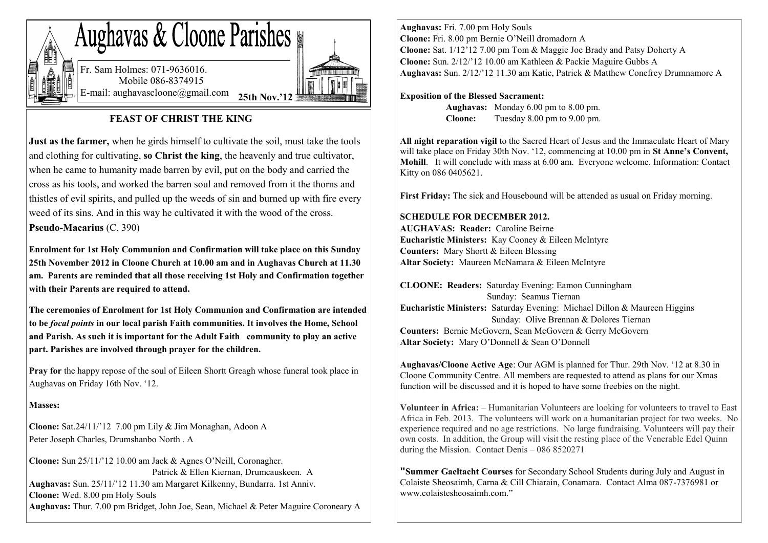# Aughavas & Cloone Parishes

Fr. Sam Holmes: 071-9636016.
Mobile 086-8374915
E-mail: aughavascloone@gmail.com **25th Nov.'12**

## FEAST OF CHRIST THE KING

**Just as the farmer,** when he girds himself to cultivate the soil, must take the tools and clothing for cultivating, **so Christ the king**, the heavenly and true cultivator, when he came to humanity made barren by evil, put on the body and carried the cross as his tools, and worked the barren soul and removed from it the thorns and thistles of evil spirits, and pulled up the weeds of sin and burned up with fire every weed of its sins. And in this way he cultivated it with the wood of the cross.
**Pseudo-Macarius** (C. 390)

**Enrolment for 1st Holy Communion and Confirmation will take place on this Sunday 25th November 2012 in Cloone Church at 10.00 am and in Aughavas Church at 11.30 am. Parents are reminded that all those receiving 1st Holy and Confirmation together with their Parents are required to attend.**

**The ceremonies of Enrolment for 1st Holy Communion and Confirmation are intended to be *focal points* in our local parish Faith communities. It involves the Home, School and Parish. As such it is important for the Adult Faith community to play an active part. Parishes are involved through prayer for the children.**

**Pray for** the happy repose of the soul of Eileen Shortt Greagh whose funeral took place in Aughavas on Friday 16th Nov. '12.

**Masses:**

**Cloone:** Sat.24/11/'12 7.00 pm Lily & Jim Monaghan, Adoon A
Peter Joseph Charles, Drumshanbo North . A

**Cloone:** Sun 25/11/'12 10.00 am Jack & Agnes O'Neill, Coronagher.
Patrick & Ellen Kiernan, Drumcauskeen. A
**Aughavas:** Sun. 25/11/'12 11.30 am Margaret Kilkenny, Bundarra. 1st Anniv.
**Cloone:** Wed. 8.00 pm Holy Souls
**Aughavas:** Thur. 7.00 pm Bridget, John Joe, Sean, Michael & Peter Maguire Coroneary A
**Aughavas:** Fri. 7.00 pm Holy Souls
**Cloone:** Fri. 8.00 pm Bernie O'Neill dromadorn A
**Cloone:** Sat. 1/12'12 7.00 pm Tom & Maggie Joe Brady and Patsy Doherty A
**Cloone:** Sun. 2/12/'12 10.00 am Kathleen & Packie Maguire Gubbs A
**Aughavas:** Sun. 2/12/'12 11.30 am Katie, Patrick & Matthew Conefrey Drumnamore A

**Exposition of the Blessed Sacrament:**
**Aughavas:** Monday 6.00 pm to 8.00 pm.
**Cloone:** Tuesday 8.00 pm to 9.00 pm.

**All night reparation vigil** to the Sacred Heart of Jesus and the Immaculate Heart of Mary will take place on Friday 30th Nov. '12, commencing at 10.00 pm in **St Anne's Convent, Mohill**. It will conclude with mass at 6.00 am. Everyone welcome. Information: Contact Kitty on 086 0405621.

**First Friday:** The sick and Housebound will be attended as usual on Friday morning.

**SCHEDULE FOR DECEMBER 2012.**
**AUGHAVAS: Reader:** Caroline Beirne
**Eucharistic Ministers:** Kay Cooney & Eileen McIntyre
**Counters:** Mary Shortt & Eileen Blessing
**Altar Society:** Maureen McNamara & Eileen McIntyre

**CLOONE: Readers:** Saturday Evening: Eamon Cunningham
Sunday: Seamus Tiernan
**Eucharistic Ministers:** Saturday Evening: Michael Dillon & Maureen Higgins
Sunday: Olive Brennan & Dolores Tiernan
**Counters:** Bernie McGovern, Sean McGovern & Gerry McGovern
**Altar Society:** Mary O'Donnell & Sean O'Donnell

**Aughavas/Cloone Active Age**: Our AGM is planned for Thur. 29th Nov. '12 at 8.30 in Cloone Community Centre. All members are requested to attend as plans for our Xmas function will be discussed and it is hoped to have some freebies on the night.

**Volunteer in Africa:** – Humanitarian Volunteers are looking for volunteers to travel to East Africa in Feb. 2013. The volunteers will work on a humanitarian project for two weeks. No experience required and no age restrictions. No large fundraising. Volunteers will pay their own costs. In addition, the Group will visit the resting place of the Venerable Edel Quinn during the Mission. Contact Denis – 086 8520271

**"Summer Gaeltacht Courses** for Secondary School Students during July and August in Colaiste Sheosaimh, Carna & Cill Chiarain, Conamara. Contact Alma 087-7376981 or www.colaistesheosaimh.com."